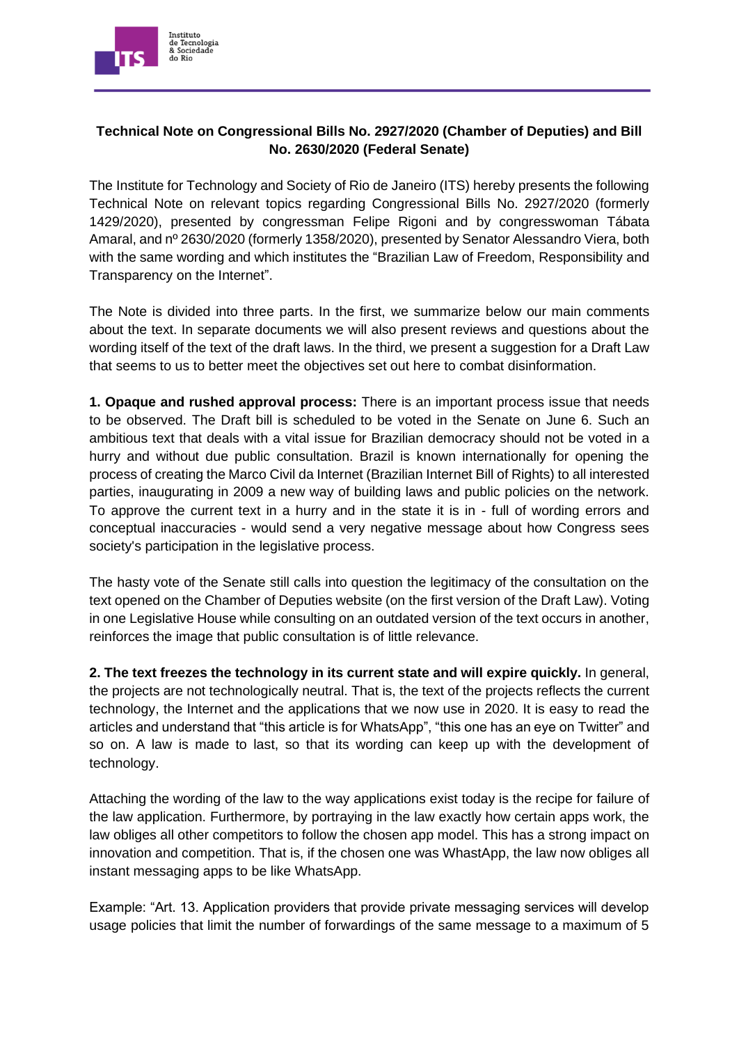**Technical Note on Congressional Bills No. 2927/2020 (Chamber of Deputies) and Bill No. 2630/2020 (Federal Senate)**

The Institute for Technology and Society of Rio de Janeiro (ITS) hereby presents the following Technical Note on relevant topics regarding Congressional Bills No. 2927/2020 (formerly 1429/2020), presented by congressman Felipe Rigoni and by congresswoman Tábata Amaral, and nº 2630/2020 (formerly 1358/2020), presented by Senator Alessandro Viera, both with the same wording and which institutes the "Brazilian Law of Freedom, Responsibility and Transparency on the Internet".

The Note is divided into three parts. In the first, we summarize below our main comments about the text. In separate documents we will also present reviews and questions about the wording itself of the text of the draft laws. In the third, we present a suggestion for a Draft Law that seems to us to better meet the objectives set out here to combat disinformation.

**1. Opaque and rushed approval process:** There is an important process issue that needs to be observed. The Draft bill is scheduled to be voted in the Senate on June 6. Such an ambitious text that deals with a vital issue for Brazilian democracy should not be voted in a hurry and without due public consultation. Brazil is known internationally for opening the process of creating the Marco Civil da Internet (Brazilian Internet Bill of Rights) to all interested parties, inaugurating in 2009 a new way of building laws and public policies on the network. To approve the current text in a hurry and in the state it is in - full of wording errors and conceptual inaccuracies - would send a very negative message about how Congress sees society's participation in the legislative process.

The hasty vote of the Senate still calls into question the legitimacy of the consultation on the text opened on the Chamber of Deputies website (on the first version of the Draft Law). Voting in one Legislative House while consulting on an outdated version of the text occurs in another, reinforces the image that public consultation is of little relevance.

**2. The text freezes the technology in its current state and will expire quickly.** In general, the projects are not technologically neutral. That is, the text of the projects reflects the current technology, the Internet and the applications that we now use in 2020. It is easy to read the articles and understand that "this article is for WhatsApp", "this one has an eye on Twitter" and so on. A law is made to last, so that its wording can keep up with the development of technology.

Attaching the wording of the law to the way applications exist today is the recipe for failure of the law application. Furthermore, by portraying in the law exactly how certain apps work, the law obliges all other competitors to follow the chosen app model. This has a strong impact on innovation and competition. That is, if the chosen one was WhastApp, the law now obliges all instant messaging apps to be like WhatsApp.

Example: "Art. 13. Application providers that provide private messaging services will develop usage policies that limit the number of forwardings of the same message to a maximum of 5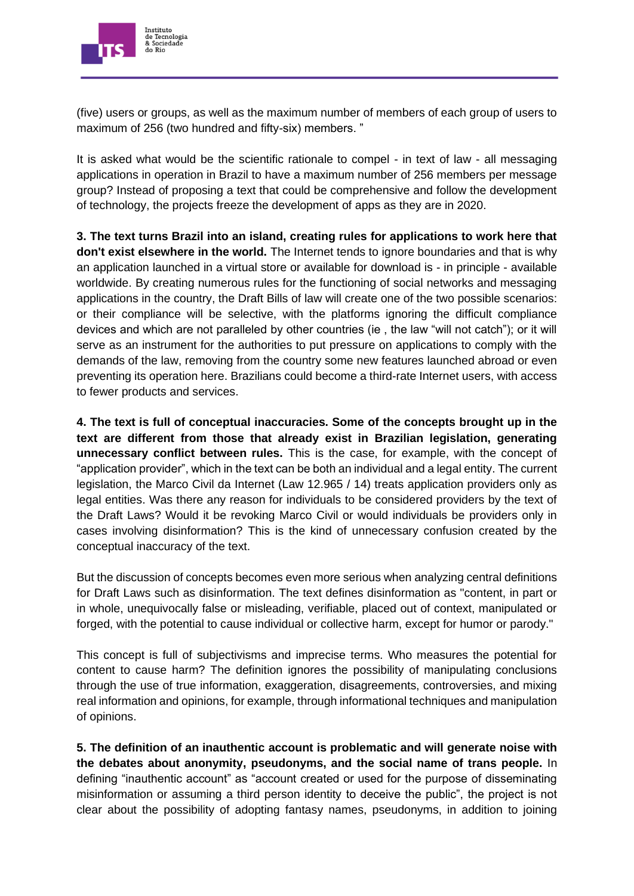(five) users or groups, as well as the maximum number of members of each group of users to maximum of 256 (two hundred and fifty-six) members. "

It is asked what would be the scientific rationale to compel - in text of law - all messaging applications in operation in Brazil to have a maximum number of 256 members per message group? Instead of proposing a text that could be comprehensive and follow the development of technology, the projects freeze the development of apps as they are in 2020.

**3. The text turns Brazil into an island, creating rules for applications to work here that don't exist elsewhere in the world.** The Internet tends to ignore boundaries and that is why an application launched in a virtual store or available for download is - in principle - available worldwide. By creating numerous rules for the functioning of social networks and messaging applications in the country, the Draft Bills of law will create one of the two possible scenarios: or their compliance will be selective, with the platforms ignoring the difficult compliance devices and which are not paralleled by other countries (ie , the law "will not catch"); or it will serve as an instrument for the authorities to put pressure on applications to comply with the demands of the law, removing from the country some new features launched abroad or even preventing its operation here. Brazilians could become a third-rate Internet users, with access to fewer products and services.

**4. The text is full of conceptual inaccuracies. Some of the concepts brought up in the text are different from those that already exist in Brazilian legislation, generating unnecessary conflict between rules.** This is the case, for example, with the concept of "application provider", which in the text can be both an individual and a legal entity. The current legislation, the Marco Civil da Internet (Law 12.965 / 14) treats application providers only as legal entities. Was there any reason for individuals to be considered providers by the text of the Draft Laws? Would it be revoking Marco Civil or would individuals be providers only in cases involving disinformation? This is the kind of unnecessary confusion created by the conceptual inaccuracy of the text.

But the discussion of concepts becomes even more serious when analyzing central definitions for Draft Laws such as disinformation. The text defines disinformation as "content, in part or in whole, unequivocally false or misleading, verifiable, placed out of context, manipulated or forged, with the potential to cause individual or collective harm, except for humor or parody."

This concept is full of subjectivisms and imprecise terms. Who measures the potential for content to cause harm? The definition ignores the possibility of manipulating conclusions through the use of true information, exaggeration, disagreements, controversies, and mixing real information and opinions, for example, through informational techniques and manipulation of opinions.

**5. The definition of an inauthentic account is problematic and will generate noise with the debates about anonymity, pseudonyms, and the social name of trans people.** In defining "inauthentic account" as "account created or used for the purpose of disseminating misinformation or assuming a third person identity to deceive the public", the project is not clear about the possibility of adopting fantasy names, pseudonyms, in addition to joining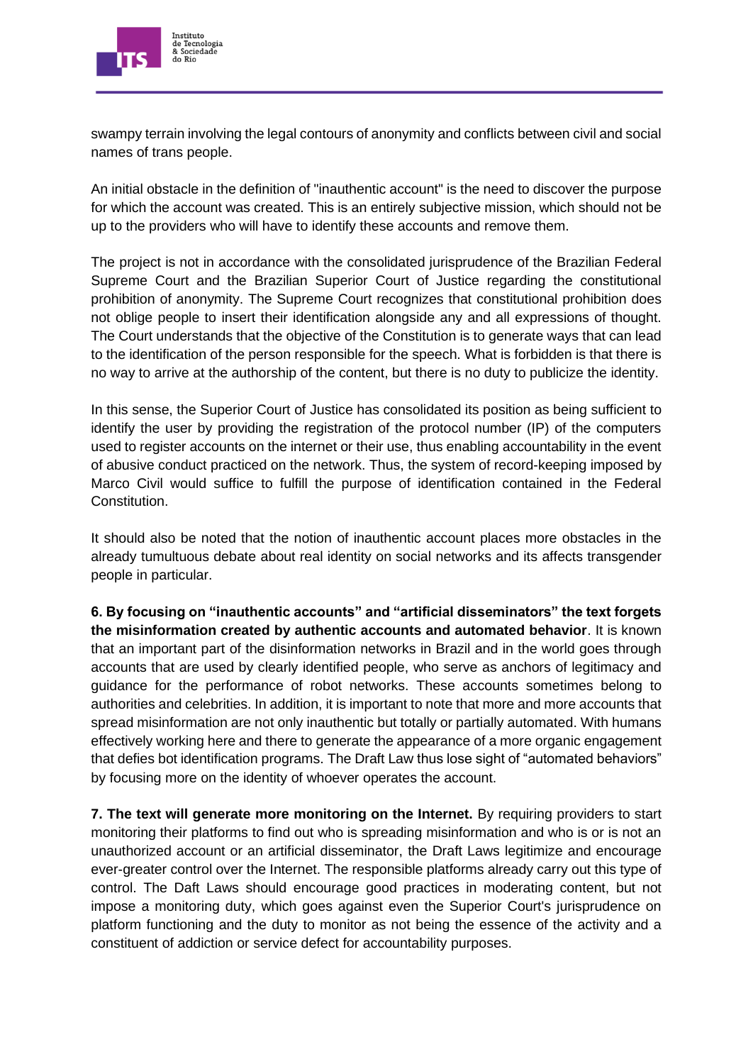swampy terrain involving the legal contours of anonymity and conflicts between civil and social names of trans people.

An initial obstacle in the definition of "inauthentic account" is the need to discover the purpose for which the account was created. This is an entirely subjective mission, which should not be up to the providers who will have to identify these accounts and remove them.

The project is not in accordance with the consolidated jurisprudence of the Brazilian Federal Supreme Court and the Brazilian Superior Court of Justice regarding the constitutional prohibition of anonymity. The Supreme Court recognizes that constitutional prohibition does not oblige people to insert their identification alongside any and all expressions of thought. The Court understands that the objective of the Constitution is to generate ways that can lead to the identification of the person responsible for the speech. What is forbidden is that there is no way to arrive at the authorship of the content, but there is no duty to publicize the identity.

In this sense, the Superior Court of Justice has consolidated its position as being sufficient to identify the user by providing the registration of the protocol number (IP) of the computers used to register accounts on the internet or their use, thus enabling accountability in the event of abusive conduct practiced on the network. Thus, the system of record-keeping imposed by Marco Civil would suffice to fulfill the purpose of identification contained in the Federal Constitution.

It should also be noted that the notion of inauthentic account places more obstacles in the already tumultuous debate about real identity on social networks and its affects transgender people in particular.

**6. By focusing on “inauthentic accounts” and “artificial disseminators” the text forgets the misinformation created by authentic accounts and automated behavior**. It is known that an important part of the disinformation networks in Brazil and in the world goes through accounts that are used by clearly identified people, who serve as anchors of legitimacy and guidance for the performance of robot networks. These accounts sometimes belong to authorities and celebrities. In addition, it is important to note that more and more accounts that spread misinformation are not only inauthentic but totally or partially automated. With humans effectively working here and there to generate the appearance of a more organic engagement that defies bot identification programs. The Draft Law thus lose sight of “automated behaviors” by focusing more on the identity of whoever operates the account.

**7. The text will generate more monitoring on the Internet.** By requiring providers to start monitoring their platforms to find out who is spreading misinformation and who is or is not an unauthorized account or an artificial disseminator, the Draft Laws legitimize and encourage ever-greater control over the Internet. The responsible platforms already carry out this type of control. The Daft Laws should encourage good practices in moderating content, but not impose a monitoring duty, which goes against even the Superior Court's jurisprudence on platform functioning and the duty to monitor as not being the essence of the activity and a constituent of addiction or service defect for accountability purposes.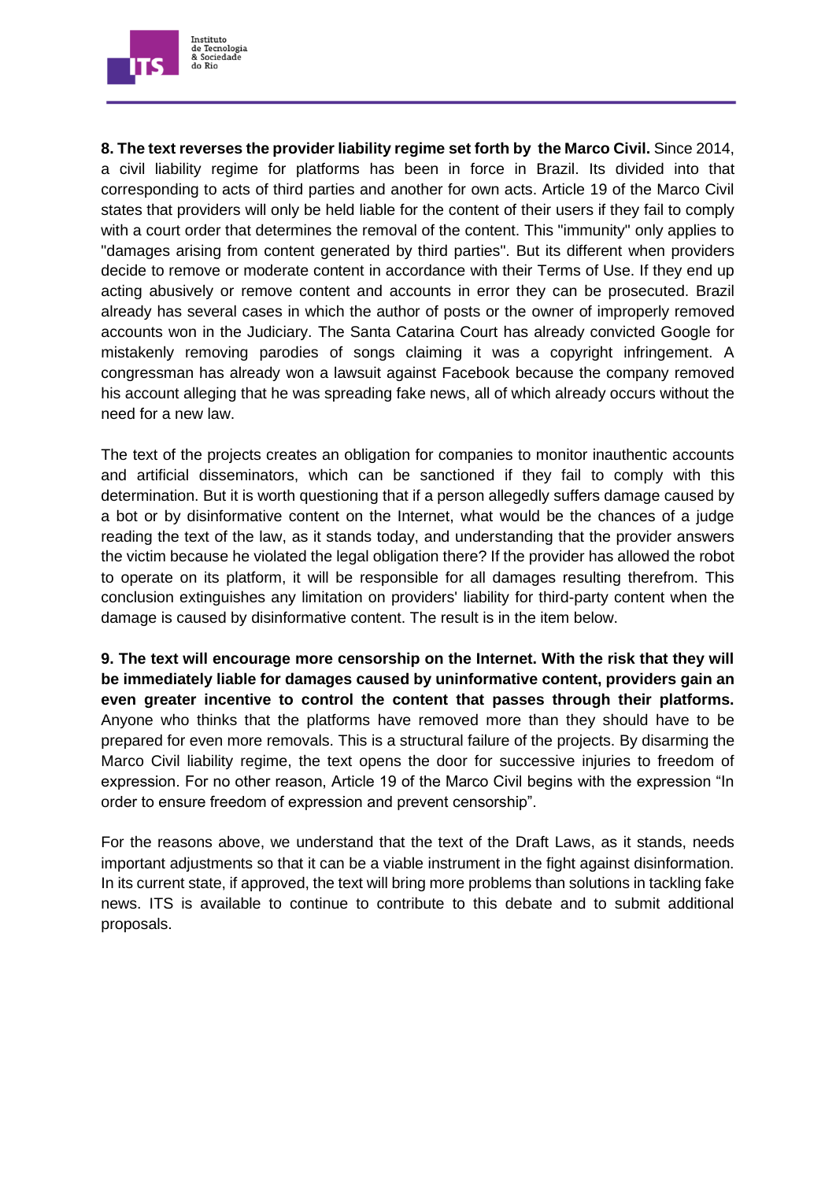**8. The text reverses the provider liability regime set forth by the Marco Civil.** Since 2014, a civil liability regime for platforms has been in force in Brazil. Its divided into that corresponding to acts of third parties and another for own acts. Article 19 of the Marco Civil states that providers will only be held liable for the content of their users if they fail to comply with a court order that determines the removal of the content. This "immunity" only applies to "damages arising from content generated by third parties". But its different when providers decide to remove or moderate content in accordance with their Terms of Use. If they end up acting abusively or remove content and accounts in error they can be prosecuted. Brazil already has several cases in which the author of posts or the owner of improperly removed accounts won in the Judiciary. The Santa Catarina Court has already convicted Google for mistakenly removing parodies of songs claiming it was a copyright infringement. A congressman has already won a lawsuit against Facebook because the company removed his account alleging that he was spreading fake news, all of which already occurs without the need for a new law.

The text of the projects creates an obligation for companies to monitor inauthentic accounts and artificial disseminators, which can be sanctioned if they fail to comply with this determination. But it is worth questioning that if a person allegedly suffers damage caused by a bot or by disinformative content on the Internet, what would be the chances of a judge reading the text of the law, as it stands today, and understanding that the provider answers the victim because he violated the legal obligation there? If the provider has allowed the robot to operate on its platform, it will be responsible for all damages resulting therefrom. This conclusion extinguishes any limitation on providers' liability for third-party content when the damage is caused by disinformative content. The result is in the item below.

**9. The text will encourage more censorship on the Internet. With the risk that they will be immediately liable for damages caused by uninformative content, providers gain an even greater incentive to control the content that passes through their platforms.** Anyone who thinks that the platforms have removed more than they should have to be prepared for even more removals. This is a structural failure of the projects. By disarming the Marco Civil liability regime, the text opens the door for successive injuries to freedom of expression. For no other reason, Article 19 of the Marco Civil begins with the expression "In order to ensure freedom of expression and prevent censorship".

For the reasons above, we understand that the text of the Draft Laws, as it stands, needs important adjustments so that it can be a viable instrument in the fight against disinformation. In its current state, if approved, the text will bring more problems than solutions in tackling fake news. ITS is available to continue to contribute to this debate and to submit additional proposals.